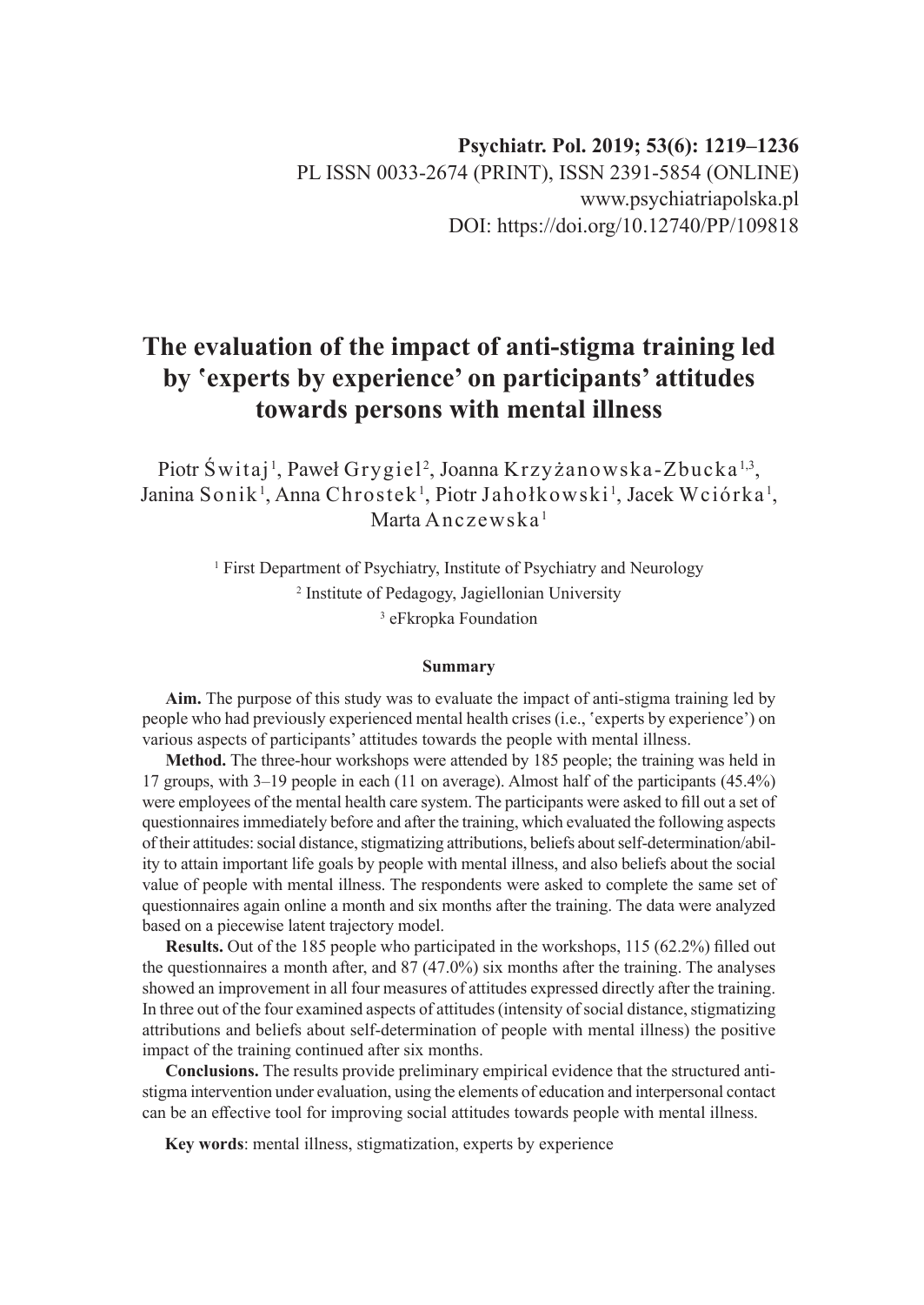Psychiatr. Pol. 2019; 53(6): 1219–1236
PL ISSN 0033-2674 (PRINT), ISSN 2391-5854 (ONLINE)
www.psychiatriapolska.pl
DOI: https://doi.org/10.12740/PP/109818

# The evaluation of the impact of anti-stigma training led by 'experts by experience' on participants' attitudes towards persons with mental illness

Piotr Świtaj [1], Paweł Grygiel [2], Joanna Krzyżanowska-Zbucka [1,3], Janina Sonik [1], Anna Chrostek [1], Piotr Jahołkowski [1], Jacek Wciórka [1], Marta Anczewska [1]

[1] First Department of Psychiatry, Institute of Psychiatry and Neurology
[2] Institute of Pedagogy, Jagiellonian University
[3] eFkropka Foundation

### Summary

**Aim.** The purpose of this study was to evaluate the impact of anti-stigma training led by people who had previously experienced mental health crises (i.e., 'experts by experience') on various aspects of participants' attitudes towards the people with mental illness.

**Method.** The three-hour workshops were attended by 185 people; the training was held in 17 groups, with 3–19 people in each (11 on average). Almost half of the participants (45.4%) were employees of the mental health care system. The participants were asked to fill out a set of questionnaires immediately before and after the training, which evaluated the following aspects of their attitudes: social distance, stigmatizing attributions, beliefs about self-determination/ability to attain important life goals by people with mental illness, and also beliefs about the social value of people with mental illness. The respondents were asked to complete the same set of questionnaires again online a month and six months after the training. The data were analyzed based on a piecewise latent trajectory model.

**Results.** Out of the 185 people who participated in the workshops, 115 (62.2%) filled out the questionnaires a month after, and 87 (47.0%) six months after the training. The analyses showed an improvement in all four measures of attitudes expressed directly after the training. In three out of the four examined aspects of attitudes (intensity of social distance, stigmatizing attributions and beliefs about self-determination of people with mental illness) the positive impact of the training continued after six months.

**Conclusions.** The results provide preliminary empirical evidence that the structured anti-stigma intervention under evaluation, using the elements of education and interpersonal contact can be an effective tool for improving social attitudes towards people with mental illness.

**Key words**: mental illness, stigmatization, experts by experience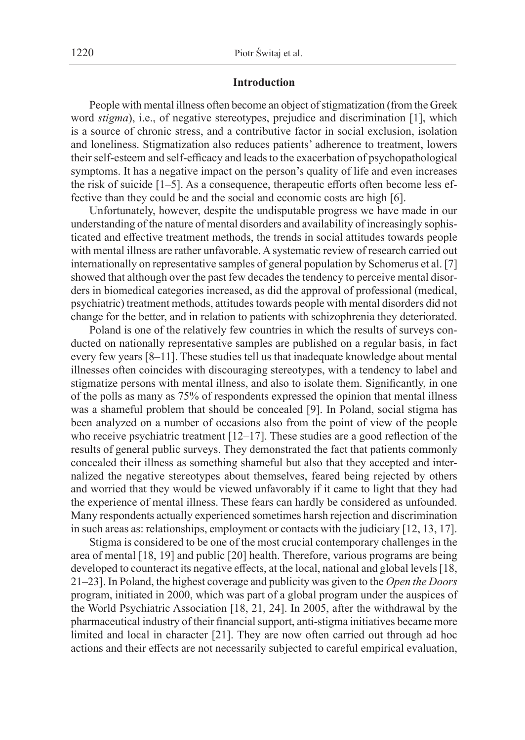## Introduction

People with mental illness often become an object of stigmatization (from the Greek word *stigma*), i.e., of negative stereotypes, prejudice and discrimination [1], which is a source of chronic stress, and a contributive factor in social exclusion, isolation and loneliness. Stigmatization also reduces patients' adherence to treatment, lowers their self-esteem and self-efficacy and leads to the exacerbation of psychopathological symptoms. It has a negative impact on the person's quality of life and even increases the risk of suicide [1–5]. As a consequence, therapeutic efforts often become less effective than they could be and the social and economic costs are high [6].

Unfortunately, however, despite the undisputable progress we have made in our understanding of the nature of mental disorders and availability of increasingly sophisticated and effective treatment methods, the trends in social attitudes towards people with mental illness are rather unfavorable. A systematic review of research carried out internationally on representative samples of general population by Schomerus et al. [7] showed that although over the past few decades the tendency to perceive mental disorders in biomedical categories increased, as did the approval of professional (medical, psychiatric) treatment methods, attitudes towards people with mental disorders did not change for the better, and in relation to patients with schizophrenia they deteriorated.

Poland is one of the relatively few countries in which the results of surveys conducted on nationally representative samples are published on a regular basis, in fact every few years [8–11]. These studies tell us that inadequate knowledge about mental illnesses often coincides with discouraging stereotypes, with a tendency to label and stigmatize persons with mental illness, and also to isolate them. Significantly, in one of the polls as many as 75% of respondents expressed the opinion that mental illness was a shameful problem that should be concealed [9]. In Poland, social stigma has been analyzed on a number of occasions also from the point of view of the people who receive psychiatric treatment [12–17]. These studies are a good reflection of the results of general public surveys. They demonstrated the fact that patients commonly concealed their illness as something shameful but also that they accepted and internalized the negative stereotypes about themselves, feared being rejected by others and worried that they would be viewed unfavorably if it came to light that they had the experience of mental illness. These fears can hardly be considered as unfounded. Many respondents actually experienced sometimes harsh rejection and discrimination in such areas as: relationships, employment or contacts with the judiciary [12, 13, 17].

Stigma is considered to be one of the most crucial contemporary challenges in the area of mental [18, 19] and public [20] health. Therefore, various programs are being developed to counteract its negative effects, at the local, national and global levels [18, 21–23]. In Poland, the highest coverage and publicity was given to the *Open the Doors* program, initiated in 2000, which was part of a global program under the auspices of the World Psychiatric Association [18, 21, 24]. In 2005, after the withdrawal by the pharmaceutical industry of their financial support, anti-stigma initiatives became more limited and local in character [21]. They are now often carried out through ad hoc actions and their effects are not necessarily subjected to careful empirical evaluation,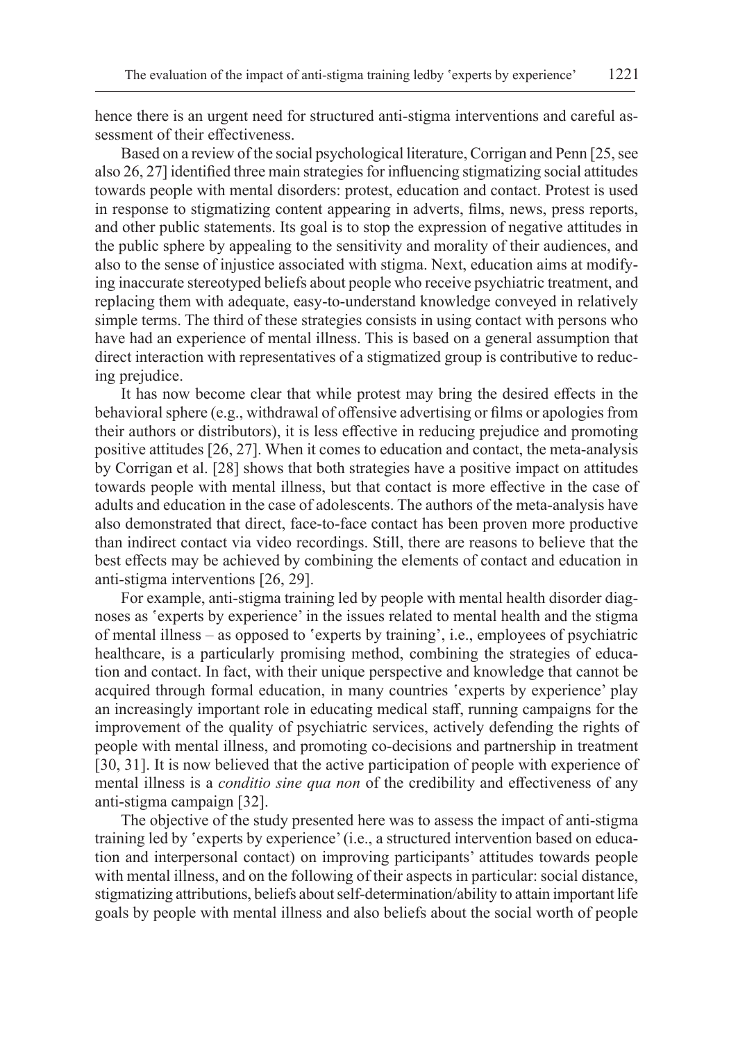hence there is an urgent need for structured anti-stigma interventions and careful assessment of their effectiveness.

Based on a review of the social psychological literature, Corrigan and Penn [25, see also 26, 27] identified three main strategies for influencing stigmatizing social attitudes towards people with mental disorders: protest, education and contact. Protest is used in response to stigmatizing content appearing in adverts, films, news, press reports, and other public statements. Its goal is to stop the expression of negative attitudes in the public sphere by appealing to the sensitivity and morality of their audiences, and also to the sense of injustice associated with stigma. Next, education aims at modifying inaccurate stereotyped beliefs about people who receive psychiatric treatment, and replacing them with adequate, easy-to-understand knowledge conveyed in relatively simple terms. The third of these strategies consists in using contact with persons who have had an experience of mental illness. This is based on a general assumption that direct interaction with representatives of a stigmatized group is contributive to reducing prejudice.

It has now become clear that while protest may bring the desired effects in the behavioral sphere (e.g., withdrawal of offensive advertising or films or apologies from their authors or distributors), it is less effective in reducing prejudice and promoting positive attitudes [26, 27]. When it comes to education and contact, the meta-analysis by Corrigan et al. [28] shows that both strategies have a positive impact on attitudes towards people with mental illness, but that contact is more effective in the case of adults and education in the case of adolescents. The authors of the meta-analysis have also demonstrated that direct, face-to-face contact has been proven more productive than indirect contact via video recordings. Still, there are reasons to believe that the best effects may be achieved by combining the elements of contact and education in anti-stigma interventions [26, 29].

For example, anti-stigma training led by people with mental health disorder diagnoses as ʽexperts by experience' in the issues related to mental health and the stigma of mental illness – as opposed to ʽexperts by training', i.e., employees of psychiatric healthcare, is a particularly promising method, combining the strategies of education and contact. In fact, with their unique perspective and knowledge that cannot be acquired through formal education, in many countries ʽexperts by experience' play an increasingly important role in educating medical staff, running campaigns for the improvement of the quality of psychiatric services, actively defending the rights of people with mental illness, and promoting co-decisions and partnership in treatment [30, 31]. It is now believed that the active participation of people with experience of mental illness is a *conditio sine qua non* of the credibility and effectiveness of any anti-stigma campaign [32].

The objective of the study presented here was to assess the impact of anti-stigma training led by ʽexperts by experience' (i.e., a structured intervention based on education and interpersonal contact) on improving participants' attitudes towards people with mental illness, and on the following of their aspects in particular: social distance, stigmatizing attributions, beliefs about self-determination/ability to attain important life goals by people with mental illness and also beliefs about the social worth of people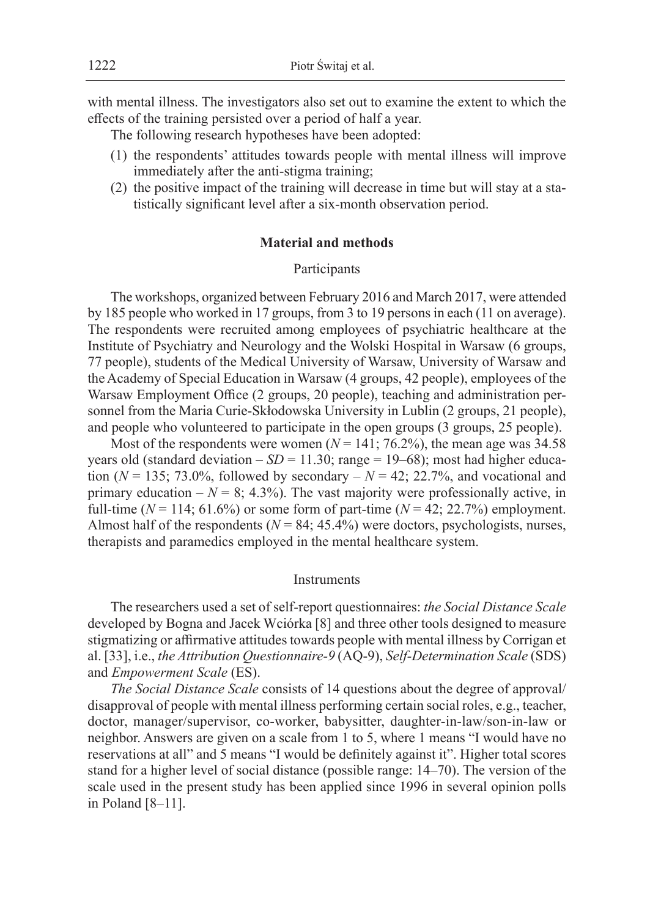with mental illness. The investigators also set out to examine the extent to which the effects of the training persisted over a period of half a year.

The following research hypotheses have been adopted:

(1) the respondents' attitudes towards people with mental illness will improve immediately after the anti-stigma training;

(2) the positive impact of the training will decrease in time but will stay at a statistically significant level after a six-month observation period.

## Material and methods

### Participants

The workshops, organized between February 2016 and March 2017, were attended by 185 people who worked in 17 groups, from 3 to 19 persons in each (11 on average). The respondents were recruited among employees of psychiatric healthcare at the Institute of Psychiatry and Neurology and the Wolski Hospital in Warsaw (6 groups, 77 people), students of the Medical University of Warsaw, University of Warsaw and the Academy of Special Education in Warsaw (4 groups, 42 people), employees of the Warsaw Employment Office (2 groups, 20 people), teaching and administration personnel from the Maria Curie-Skłodowska University in Lublin (2 groups, 21 people), and people who volunteered to participate in the open groups (3 groups, 25 people).

Most of the respondents were women ($N = 141$; 76.2%), the mean age was 34.58 years old (standard deviation – $SD = 11.30$; range = 19–68); most had higher education ($N = 135$; 73.0%, followed by secondary – $N = 42$; 22.7%, and vocational and primary education – $N = 8$; 4.3%). The vast majority were professionally active, in full-time ($N = 114$; 61.6%) or some form of part-time ($N = 42$; 22.7%) employment. Almost half of the respondents ($N = 84$; 45.4%) were doctors, psychologists, nurses, therapists and paramedics employed in the mental healthcare system.

### Instruments

The researchers used a set of self-report questionnaires: *the Social Distance Scale* developed by Bogna and Jacek Wciórka [8] and three other tools designed to measure stigmatizing or affirmative attitudes towards people with mental illness by Corrigan et al. [33], i.e., *the Attribution Questionnaire-9* (AQ-9), *Self-Determination Scale* (SDS) and *Empowerment Scale* (ES).

*The Social Distance Scale* consists of 14 questions about the degree of approval/disapproval of people with mental illness performing certain social roles, e.g., teacher, doctor, manager/supervisor, co-worker, babysitter, daughter-in-law/son-in-law or neighbor. Answers are given on a scale from 1 to 5, where 1 means "I would have no reservations at all" and 5 means "I would be definitely against it". Higher total scores stand for a higher level of social distance (possible range: 14–70). The version of the scale used in the present study has been applied since 1996 in several opinion polls in Poland [8–11].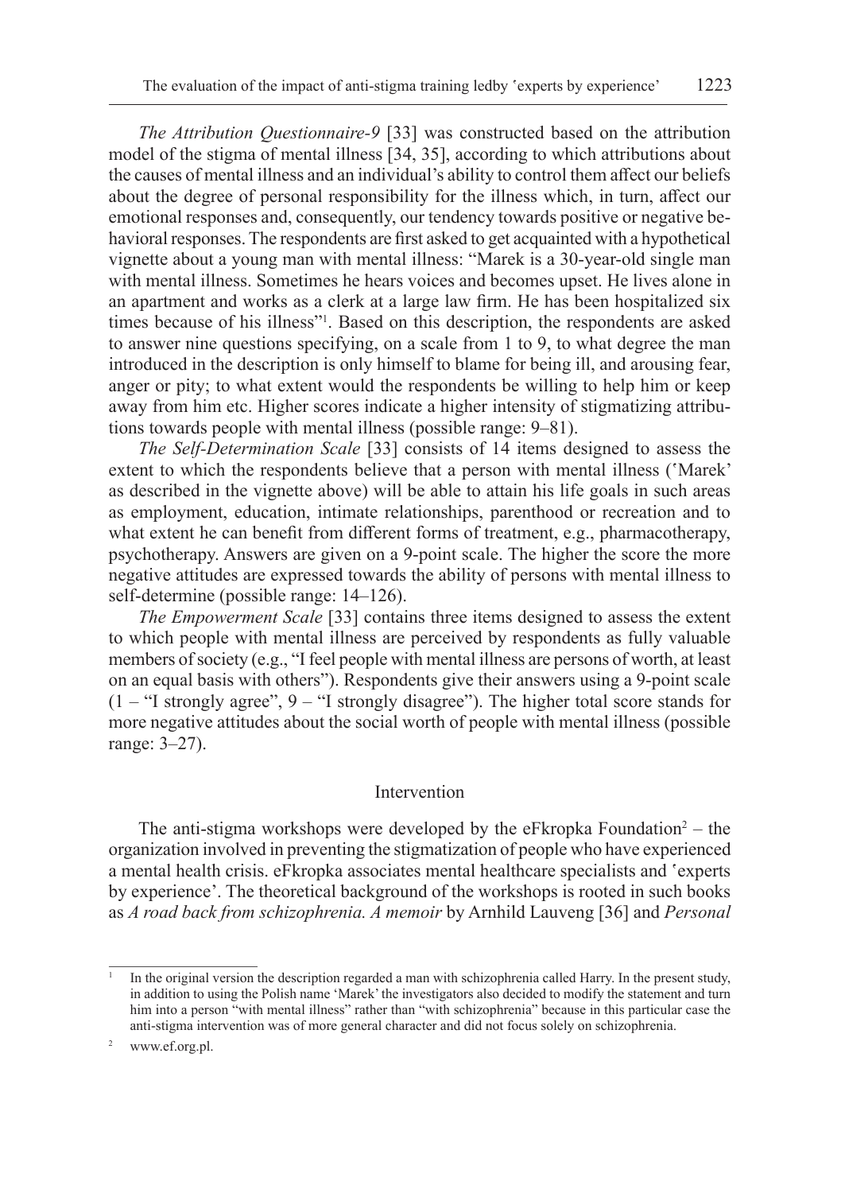*The Attribution Questionnaire-9* [33] was constructed based on the attribution model of the stigma of mental illness [34, 35], according to which attributions about the causes of mental illness and an individual's ability to control them affect our beliefs about the degree of personal responsibility for the illness which, in turn, affect our emotional responses and, consequently, our tendency towards positive or negative behavioral responses. The respondents are first asked to get acquainted with a hypothetical vignette about a young man with mental illness: "Marek is a 30-year-old single man with mental illness. Sometimes he hears voices and becomes upset. He lives alone in an apartment and works as a clerk at a large law firm. He has been hospitalized six times because of his illness"[1]. Based on this description, the respondents are asked to answer nine questions specifying, on a scale from 1 to 9, to what degree the man introduced in the description is only himself to blame for being ill, and arousing fear, anger or pity; to what extent would the respondents be willing to help him or keep away from him etc. Higher scores indicate a higher intensity of stigmatizing attributions towards people with mental illness (possible range: 9–81).

*The Self-Determination Scale* [33] consists of 14 items designed to assess the extent to which the respondents believe that a person with mental illness ('Marek' as described in the vignette above) will be able to attain his life goals in such areas as employment, education, intimate relationships, parenthood or recreation and to what extent he can benefit from different forms of treatment, e.g., pharmacotherapy, psychotherapy. Answers are given on a 9-point scale. The higher the score the more negative attitudes are expressed towards the ability of persons with mental illness to self-determine (possible range: 14–126).

*The Empowerment Scale* [33] contains three items designed to assess the extent to which people with mental illness are perceived by respondents as fully valuable members of society (e.g., "I feel people with mental illness are persons of worth, at least on an equal basis with others"). Respondents give their answers using a 9-point scale (1 – "I strongly agree", 9 – "I strongly disagree"). The higher total score stands for more negative attitudes about the social worth of people with mental illness (possible range: 3–27).

## Intervention

The anti-stigma workshops were developed by the eFkropka Foundation[2] – the organization involved in preventing the stigmatization of people who have experienced a mental health crisis. eFkropka associates mental healthcare specialists and 'experts by experience'. The theoretical background of the workshops is rooted in such books as *A road back from schizophrenia. A memoir* by Arnhild Lauveng [36] and *Personal*

---

[1] In the original version the description regarded a man with schizophrenia called Harry. In the present study, in addition to using the Polish name 'Marek' the investigators also decided to modify the statement and turn him into a person "with mental illness" rather than "with schizophrenia" because in this particular case the anti-stigma intervention was of more general character and did not focus solely on schizophrenia.

[2] www.ef.org.pl.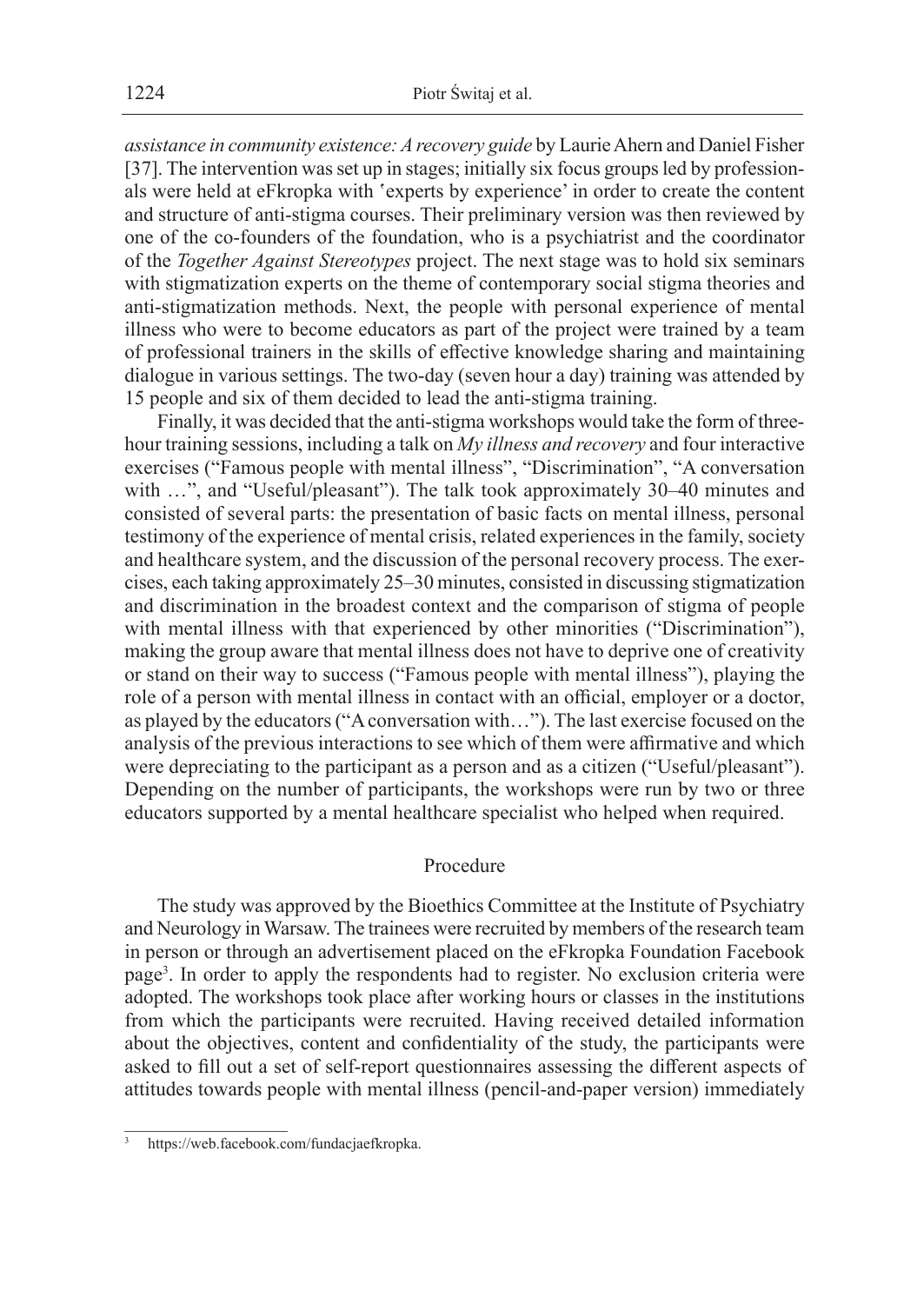*assistance in community existence: A recovery guide* by Laurie Ahern and Daniel Fisher [37]. The intervention was set up in stages; initially six focus groups led by professionals were held at eFkropka with ʽexperts by experience' in order to create the content and structure of anti-stigma courses. Their preliminary version was then reviewed by one of the co-founders of the foundation, who is a psychiatrist and the coordinator of the *Together Against Stereotypes* project. The next stage was to hold six seminars with stigmatization experts on the theme of contemporary social stigma theories and anti-stigmatization methods. Next, the people with personal experience of mental illness who were to become educators as part of the project were trained by a team of professional trainers in the skills of effective knowledge sharing and maintaining dialogue in various settings. The two-day (seven hour a day) training was attended by 15 people and six of them decided to lead the anti-stigma training.

Finally, it was decided that the anti-stigma workshops would take the form of three-hour training sessions, including a talk on *My illness and recovery* and four interactive exercises ("Famous people with mental illness", "Discrimination", "A conversation with …", and "Useful/pleasant"). The talk took approximately 30–40 minutes and consisted of several parts: the presentation of basic facts on mental illness, personal testimony of the experience of mental crisis, related experiences in the family, society and healthcare system, and the discussion of the personal recovery process. The exercises, each taking approximately 25–30 minutes, consisted in discussing stigmatization and discrimination in the broadest context and the comparison of stigma of people with mental illness with that experienced by other minorities ("Discrimination"), making the group aware that mental illness does not have to deprive one of creativity or stand on their way to success ("Famous people with mental illness"), playing the role of a person with mental illness in contact with an official, employer or a doctor, as played by the educators ("A conversation with…"). The last exercise focused on the analysis of the previous interactions to see which of them were affirmative and which were depreciating to the participant as a person and as a citizen ("Useful/pleasant"). Depending on the number of participants, the workshops were run by two or three educators supported by a mental healthcare specialist who helped when required.

## Procedure

The study was approved by the Bioethics Committee at the Institute of Psychiatry and Neurology in Warsaw. The trainees were recruited by members of the research team in person or through an advertisement placed on the eFkropka Foundation Facebook page[3]. In order to apply the respondents had to register. No exclusion criteria were adopted. The workshops took place after working hours or classes in the institutions from which the participants were recruited. Having received detailed information about the objectives, content and confidentiality of the study, the participants were asked to fill out a set of self-report questionnaires assessing the different aspects of attitudes towards people with mental illness (pencil-and-paper version) immediately

[3] https://web.facebook.com/fundacjaefkropka.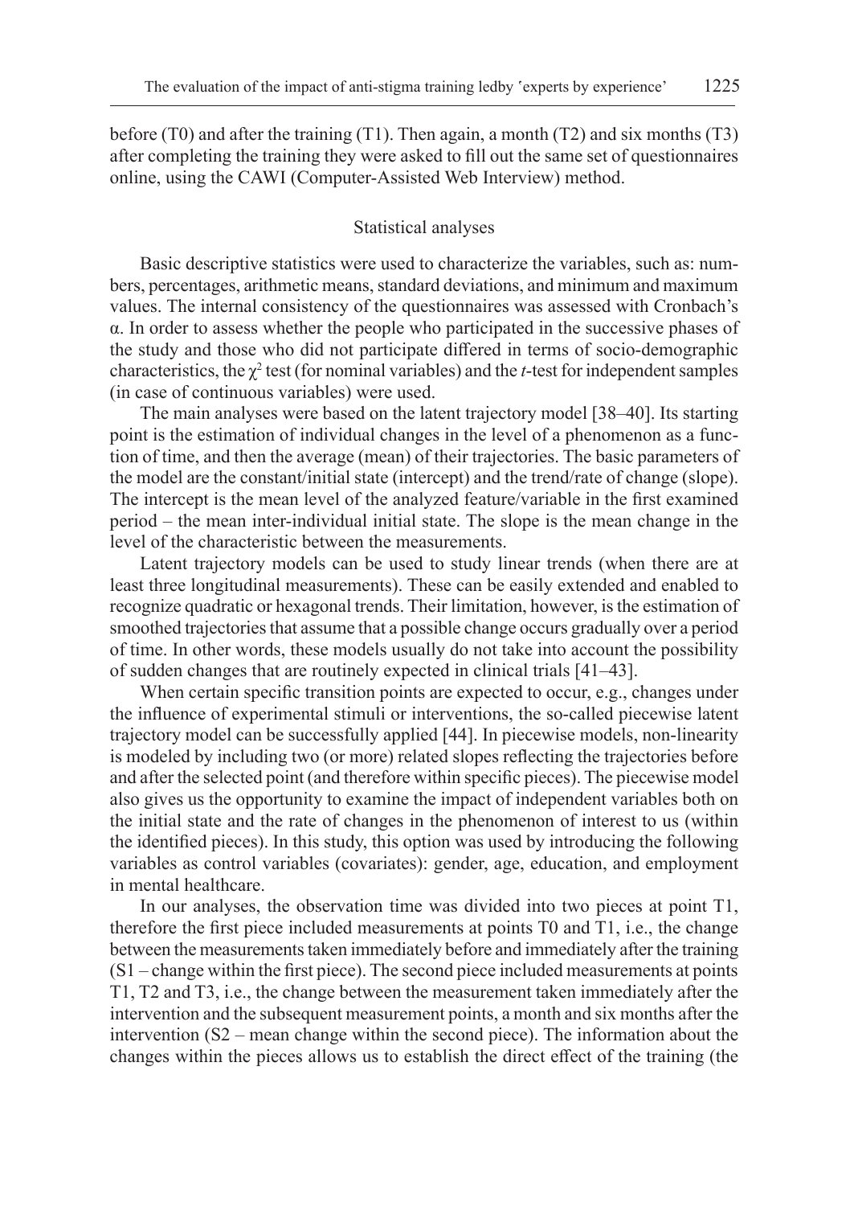before (T0) and after the training (T1). Then again, a month (T2) and six months (T3) after completing the training they were asked to fill out the same set of questionnaires online, using the CAWI (Computer-Assisted Web Interview) method.

## Statistical analyses

Basic descriptive statistics were used to characterize the variables, such as: numbers, percentages, arithmetic means, standard deviations, and minimum and maximum values. The internal consistency of the questionnaires was assessed with Cronbach's α. In order to assess whether the people who participated in the successive phases of the study and those who did not participate differed in terms of socio-demographic characteristics, the $\chi^2$ test (for nominal variables) and the *t*-test for independent samples (in case of continuous variables) were used.

The main analyses were based on the latent trajectory model [38–40]. Its starting point is the estimation of individual changes in the level of a phenomenon as a function of time, and then the average (mean) of their trajectories. The basic parameters of the model are the constant/initial state (intercept) and the trend/rate of change (slope). The intercept is the mean level of the analyzed feature/variable in the first examined period – the mean inter-individual initial state. The slope is the mean change in the level of the characteristic between the measurements.

Latent trajectory models can be used to study linear trends (when there are at least three longitudinal measurements). These can be easily extended and enabled to recognize quadratic or hexagonal trends. Their limitation, however, is the estimation of smoothed trajectories that assume that a possible change occurs gradually over a period of time. In other words, these models usually do not take into account the possibility of sudden changes that are routinely expected in clinical trials [41–43].

When certain specific transition points are expected to occur, e.g., changes under the influence of experimental stimuli or interventions, the so-called piecewise latent trajectory model can be successfully applied [44]. In piecewise models, non-linearity is modeled by including two (or more) related slopes reflecting the trajectories before and after the selected point (and therefore within specific pieces). The piecewise model also gives us the opportunity to examine the impact of independent variables both on the initial state and the rate of changes in the phenomenon of interest to us (within the identified pieces). In this study, this option was used by introducing the following variables as control variables (covariates): gender, age, education, and employment in mental healthcare.

In our analyses, the observation time was divided into two pieces at point T1, therefore the first piece included measurements at points T0 and T1, i.e., the change between the measurements taken immediately before and immediately after the training (S1 – change within the first piece). The second piece included measurements at points T1, T2 and T3, i.e., the change between the measurement taken immediately after the intervention and the subsequent measurement points, a month and six months after the intervention (S2 – mean change within the second piece). The information about the changes within the pieces allows us to establish the direct effect of the training (the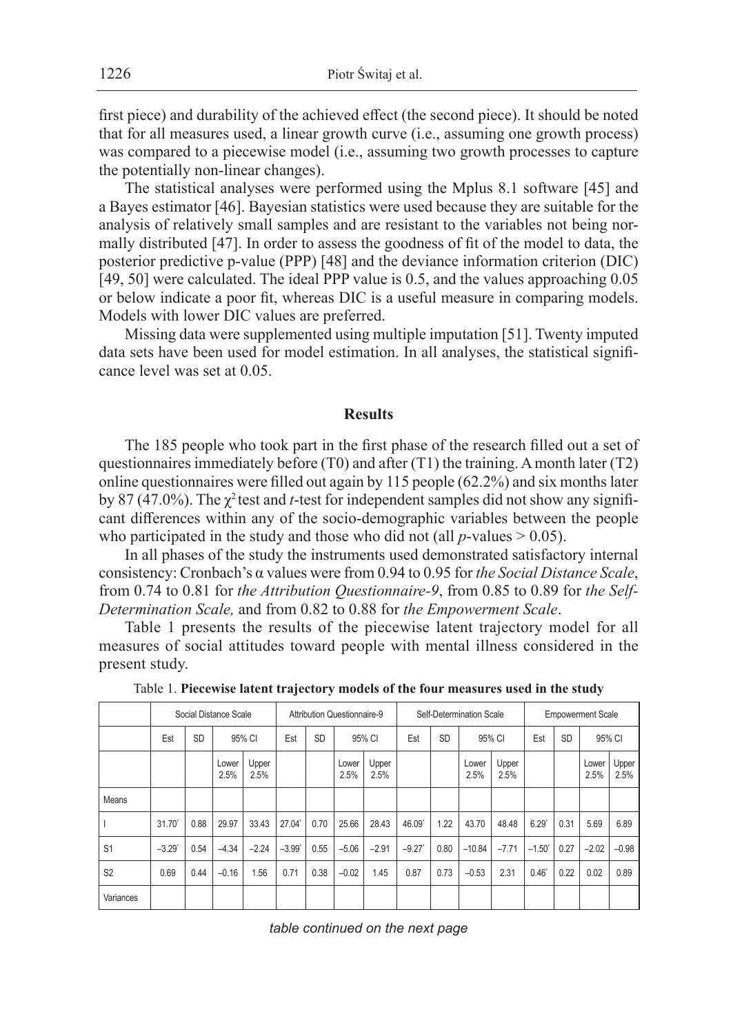first piece) and durability of the achieved effect (the second piece). It should be noted that for all measures used, a linear growth curve (i.e., assuming one growth process) was compared to a piecewise model (i.e., assuming two growth processes to capture the potentially non-linear changes).

The statistical analyses were performed using the Mplus 8.1 software [45] and a Bayes estimator [46]. Bayesian statistics were used because they are suitable for the analysis of relatively small samples and are resistant to the variables not being normally distributed [47]. In order to assess the goodness of fit of the model to data, the posterior predictive p-value (PPP) [48] and the deviance information criterion (DIC) [49, 50] were calculated. The ideal PPP value is 0.5, and the values approaching 0.05 or below indicate a poor fit, whereas DIC is a useful measure in comparing models. Models with lower DIC values are preferred.

Missing data were supplemented using multiple imputation [51]. Twenty imputed data sets have been used for model estimation. In all analyses, the statistical significance level was set at 0.05.

## Results

The 185 people who took part in the first phase of the research filled out a set of questionnaires immediately before (T0) and after (T1) the training. A month later (T2) online questionnaires were filled out again by 115 people (62.2%) and six months later by 87 (47.0%). The $\chi^2$ test and *t*-test for independent samples did not show any significant differences within any of the socio-demographic variables between the people who participated in the study and those who did not (all *p*-values > 0.05).

In all phases of the study the instruments used demonstrated satisfactory internal consistency: Cronbach's α values were from 0.94 to 0.95 for *the Social Distance Scale*, from 0.74 to 0.81 for *the Attribution Questionnaire-9*, from 0.85 to 0.89 for *the Self-Determination Scale,* and from 0.82 to 0.88 for *the Empowerment Scale*.

Table 1 presents the results of the piecewise latent trajectory model for all measures of social attitudes toward people with mental illness considered in the present study.

Table 1. **Piecewise latent trajectory models of the four measures used in the study**

| | Social Distance Scale | | | | Attribution Questionnaire-9 | | | | Self-Determination Scale | | | | Empowerment Scale | | | |
|---|---|---|---|---|---|---|---|---|---|---|---|---|---|---|---|---|
| | Est | SD | 95% CI | | Est | SD | 95% CI | | Est | SD | 95% CI | | Est | SD | 95% CI | |
| | | | Lower 2.5% | Upper 2.5% | | | Lower 2.5% | Upper 2.5% | | | Lower 2.5% | Upper 2.5% | | | Lower 2.5% | Upper 2.5% |
| Means | | | | | | | | | | | | | | | | |
| I | 31.70* | 0.88 | 29.97 | 33.43 | 27.04* | 0.70 | 25.66 | 28.43 | 46.09* | 1.22 | 43.70 | 48.48 | 6.29* | 0.31 | 5.69 | 6.89 |
| S1 | −3.29* | 0.54 | −4.34 | −2.24 | −3.99* | 0.55 | −5.06 | −2.91 | −9.27* | 0.80 | −10.84 | −7.71 | −1.50* | 0.27 | −2.02 | −0.98 |
| S2 | 0.69 | 0.44 | −0.16 | 1.56 | 0.71 | 0.38 | −0.02 | 1.45 | 0.87 | 0.73 | −0.53 | 2.31 | 0.46* | 0.22 | 0.02 | 0.89 |
| Variances | | | | | | | | | | | | | | | | |

*table continued on the next page*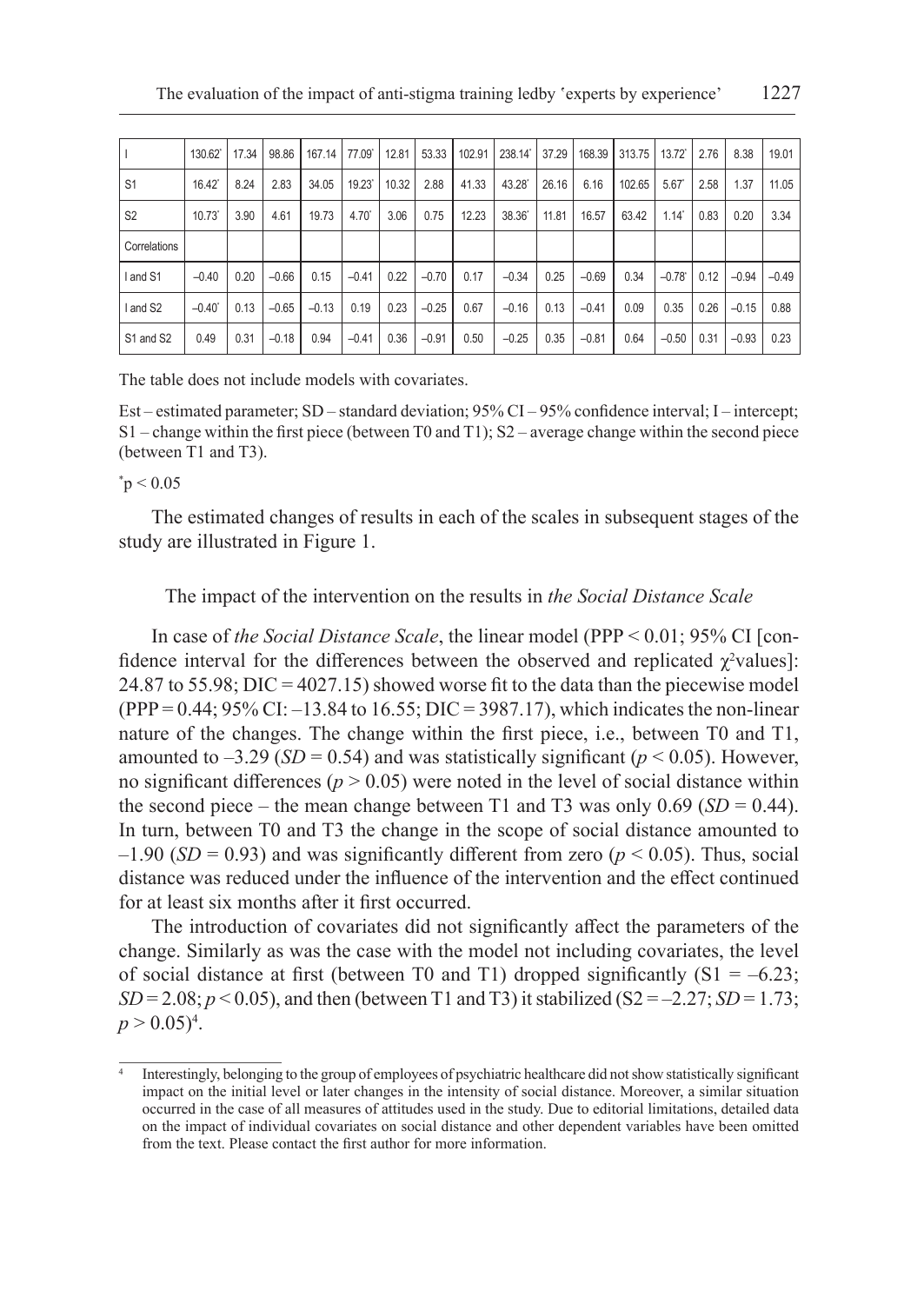| | | | | | | | | | | | | | | | | |
|---|---|---|---|---|---|---|---|---|---|---|---|---|---|---|---|---|
| I | 130.62* | 17.34 | 98.86 | 167.14 | 77.09* | 12.81 | 53.33 | 102.91 | 238.14* | 37.29 | 168.39 | 313.75 | 13.72* | 2.76 | 8.38 | 19.01 |
| S1 | 16.42* | 8.24 | 2.83 | 34.05 | 19.23* | 10.32 | 2.88 | 41.33 | 43.28* | 26.16 | 6.16 | 102.65 | 5.67* | 2.58 | 1.37 | 11.05 |
| S2 | 10.73* | 3.90 | 4.61 | 19.73 | 4.70* | 3.06 | 0.75 | 12.23 | 38.36* | 11.81 | 16.57 | 63.42 | 1.14* | 0.83 | 0.20 | 3.34 |
| Correlations | | | | | | | | | | | | | | | | |
| I and S1 | –0.40 | 0.20 | –0.66 | 0.15 | –0.41 | 0.22 | –0.70 | 0.17 | –0.34 | 0.25 | –0.69 | 0.34 | –0.78* | 0.12 | –0.94 | –0.49 |
| I and S2 | –0.40* | 0.13 | –0.65 | –0.13 | 0.19 | 0.23 | –0.25 | 0.67 | –0.16 | 0.13 | –0.41 | 0.09 | 0.35 | 0.26 | –0.15 | 0.88 |
| S1 and S2 | 0.49 | 0.31 | –0.18 | 0.94 | –0.41 | 0.36 | –0.91 | 0.50 | –0.25 | 0.35 | –0.81 | 0.64 | –0.50 | 0.31 | –0.93 | 0.23 |

The table does not include models with covariates.

Est – estimated parameter; SD – standard deviation; 95% CI – 95% confidence interval; I – intercept; S1 – change within the first piece (between T0 and T1); S2 – average change within the second piece (between T1 and T3).

*$p < 0.05$

The estimated changes of results in each of the scales in subsequent stages of the study are illustrated in Figure 1.

### The impact of the intervention on the results in *the Social Distance Scale*

In case of *the Social Distance Scale*, the linear model (PPP < 0.01; 95% CI [confidence interval for the differences between the observed and replicated $\chi^2$values]: 24.87 to 55.98; DIC = 4027.15) showed worse fit to the data than the piecewise model (PPP = 0.44; 95% CI: –13.84 to 16.55; DIC = 3987.17), which indicates the non-linear nature of the changes. The change within the first piece, i.e., between T0 and T1, amounted to –3.29 ($SD$ = 0.54) and was statistically significant ($p < 0.05$). However, no significant differences ($p > 0.05$) were noted in the level of social distance within the second piece – the mean change between T1 and T3 was only 0.69 ($SD$ = 0.44). In turn, between T0 and T3 the change in the scope of social distance amounted to –1.90 ($SD$ = 0.93) and was significantly different from zero ($p < 0.05$). Thus, social distance was reduced under the influence of the intervention and the effect continued for at least six months after it first occurred.

The introduction of covariates did not significantly affect the parameters of the change. Similarly as was the case with the model not including covariates, the level of social distance at first (between T0 and T1) dropped significantly (S1 = –6.23; $SD$ = 2.08; $p < 0.05$), and then (between T1 and T3) it stabilized (S2 = –2.27; $SD$ = 1.73; $p > 0.05$)[4].

[4] Interestingly, belonging to the group of employees of psychiatric healthcare did not show statistically significant impact on the initial level or later changes in the intensity of social distance. Moreover, a similar situation occurred in the case of all measures of attitudes used in the study. Due to editorial limitations, detailed data on the impact of individual covariates on social distance and other dependent variables have been omitted from the text. Please contact the first author for more information.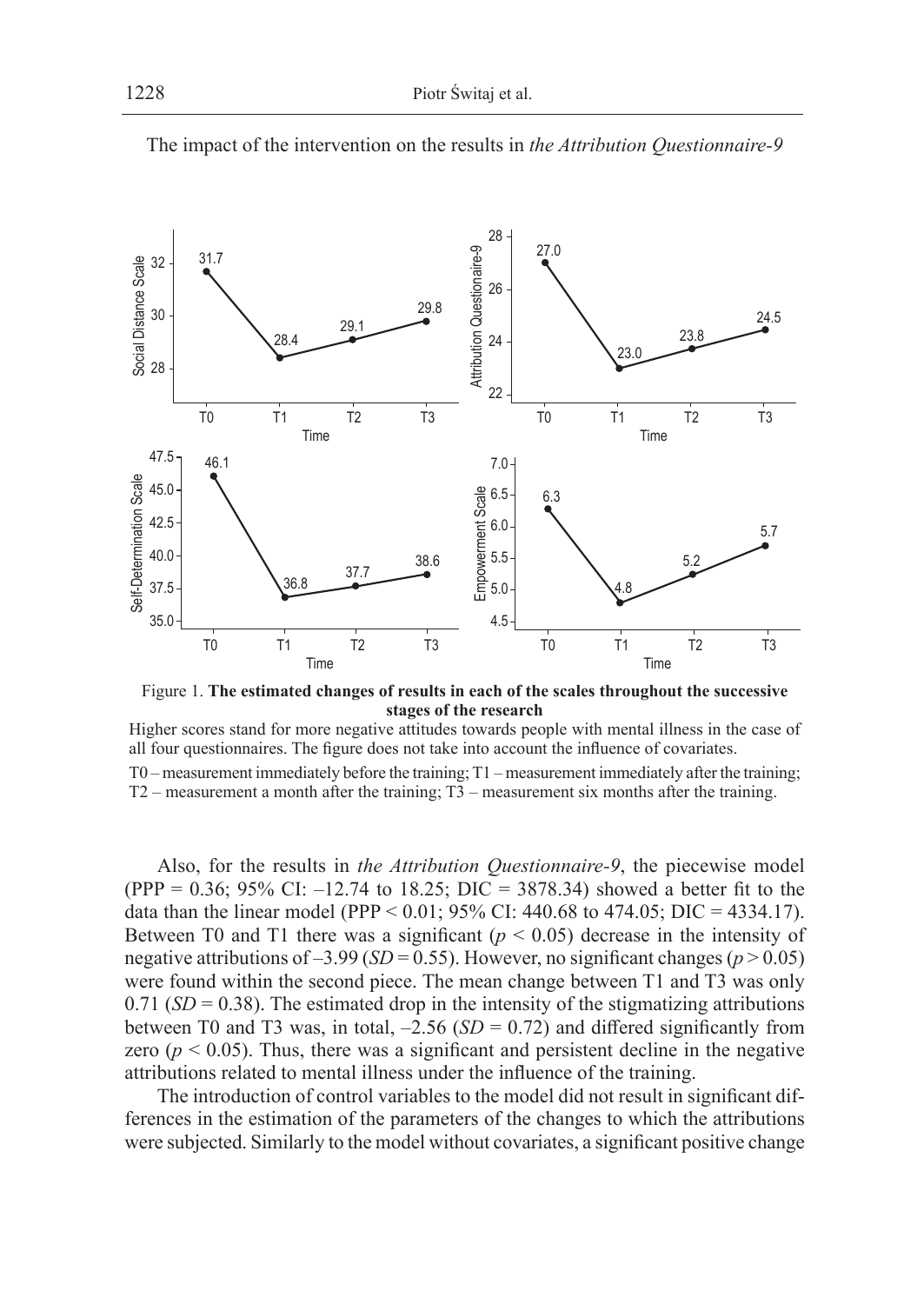The impact of the intervention on the results in *the Attribution Questionnaire-9*

Figure 1. **The estimated changes of results in each of the scales throughout the successive stages of the research**

Higher scores stand for more negative attitudes towards people with mental illness in the case of all four questionnaires. The figure does not take into account the influence of covariates.

T0 – measurement immediately before the training; T1 – measurement immediately after the training; T2 – measurement a month after the training; T3 – measurement six months after the training.

Also, for the results in *the Attribution Questionnaire-9*, the piecewise model (PPP = 0.36; 95% CI: –12.74 to 18.25; DIC = 3878.34) showed a better fit to the data than the linear model (PPP < 0.01; 95% CI: 440.68 to 474.05; DIC = 4334.17). Between T0 and T1 there was a significant ($p < 0.05$) decrease in the intensity of negative attributions of –3.99 ($SD$ = 0.55). However, no significant changes ($p > 0.05$) were found within the second piece. The mean change between T1 and T3 was only 0.71 ($SD$ = 0.38). The estimated drop in the intensity of the stigmatizing attributions between T0 and T3 was, in total, –2.56 ($SD$ = 0.72) and differed significantly from zero ($p < 0.05$). Thus, there was a significant and persistent decline in the negative attributions related to mental illness under the influence of the training.

The introduction of control variables to the model did not result in significant differences in the estimation of the parameters of the changes to which the attributions were subjected. Similarly to the model without covariates, a significant positive change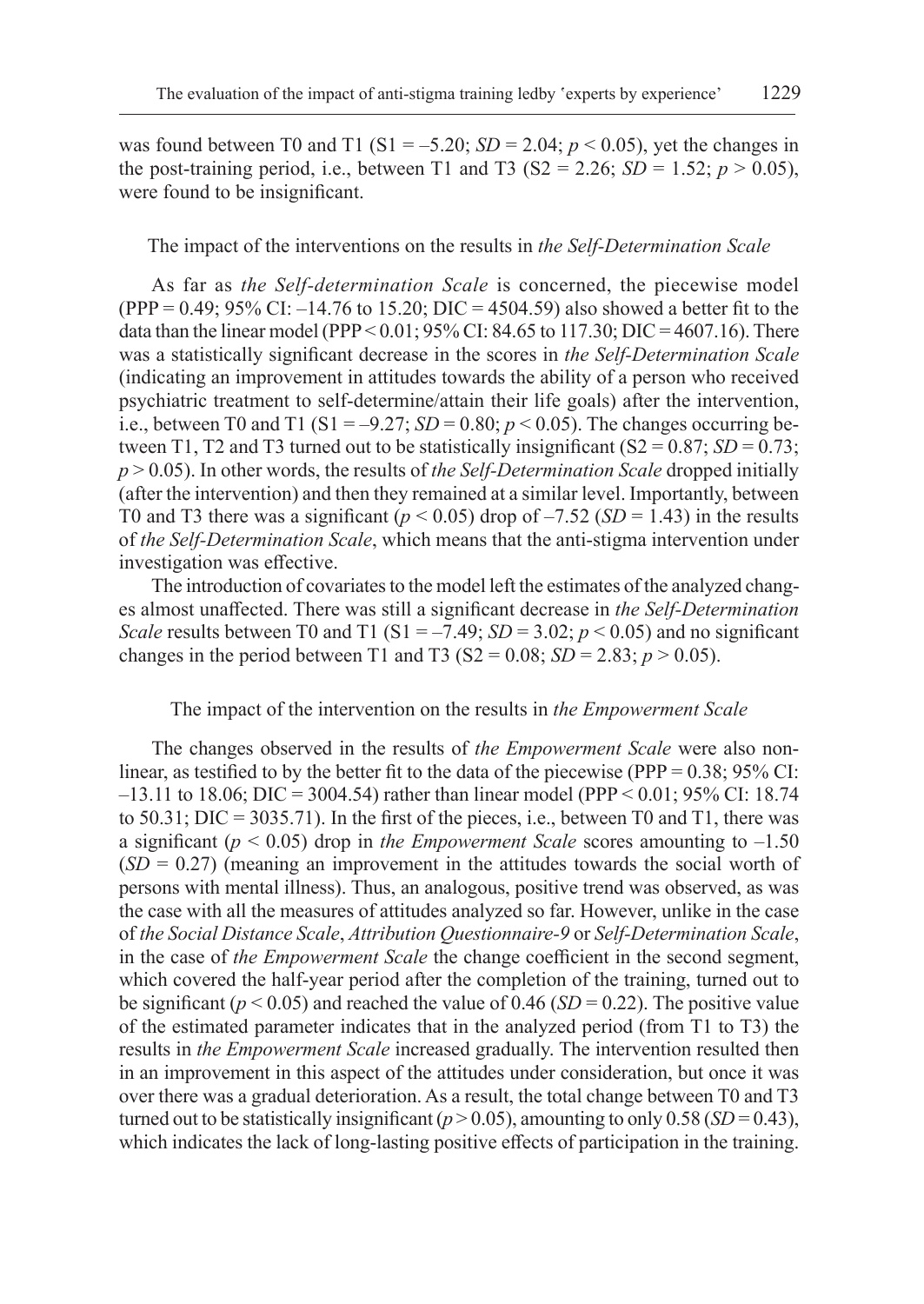was found between T0 and T1 (S1 = –5.20; *SD* = 2.04; $p < 0.05$), yet the changes in the post-training period, i.e., between T1 and T3 (S2 = 2.26; *SD* = 1.52; $p > 0.05$), were found to be insignificant.

### The impact of the interventions on the results in *the Self-Determination Scale*

As far as *the Self-determination Scale* is concerned, the piecewise model (PPP = 0.49; 95% CI: –14.76 to 15.20; DIC = 4504.59) also showed a better fit to the data than the linear model (PPP < 0.01; 95% CI: 84.65 to 117.30; DIC = 4607.16). There was a statistically significant decrease in the scores in *the Self-Determination Scale* (indicating an improvement in attitudes towards the ability of a person who received psychiatric treatment to self-determine/attain their life goals) after the intervention, i.e., between T0 and T1 (S1 = –9.27; *SD* = 0.80; $p < 0.05$). The changes occurring between T1, T2 and T3 turned out to be statistically insignificant (S2 = 0.87; *SD* = 0.73; $p > 0.05$). In other words, the results of *the Self-Determination Scale* dropped initially (after the intervention) and then they remained at a similar level. Importantly, between T0 and T3 there was a significant ($p < 0.05$) drop of –7.52 (*SD* = 1.43) in the results of *the Self-Determination Scale*, which means that the anti-stigma intervention under investigation was effective.

The introduction of covariates to the model left the estimates of the analyzed changes almost unaffected. There was still a significant decrease in *the Self-Determination Scale* results between T0 and T1 (S1 = –7.49; *SD* = 3.02; $p < 0.05$) and no significant changes in the period between T1 and T3 (S2 = 0.08; *SD* = 2.83; $p > 0.05$).

### The impact of the intervention on the results in *the Empowerment Scale*

The changes observed in the results of *the Empowerment Scale* were also non-linear, as testified to by the better fit to the data of the piecewise (PPP = 0.38; 95% CI: –13.11 to 18.06; DIC = 3004.54) rather than linear model (PPP < 0.01; 95% CI: 18.74 to 50.31; DIC = 3035.71). In the first of the pieces, i.e., between T0 and T1, there was a significant ($p < 0.05$) drop in *the Empowerment Scale* scores amounting to –1.50 (*SD* = 0.27) (meaning an improvement in the attitudes towards the social worth of persons with mental illness). Thus, an analogous, positive trend was observed, as was the case with all the measures of attitudes analyzed so far. However, unlike in the case of *the Social Distance Scale*, *Attribution Questionnaire-9* or *Self-Determination Scale*, in the case of *the Empowerment Scale* the change coefficient in the second segment, which covered the half-year period after the completion of the training, turned out to be significant ($p < 0.05$) and reached the value of 0.46 (*SD* = 0.22). The positive value of the estimated parameter indicates that in the analyzed period (from T1 to T3) the results in *the Empowerment Scale* increased gradually. The intervention resulted then in an improvement in this aspect of the attitudes under consideration, but once it was over there was a gradual deterioration. As a result, the total change between T0 and T3 turned out to be statistically insignificant ($p > 0.05$), amounting to only 0.58 (*SD* = 0.43), which indicates the lack of long-lasting positive effects of participation in the training.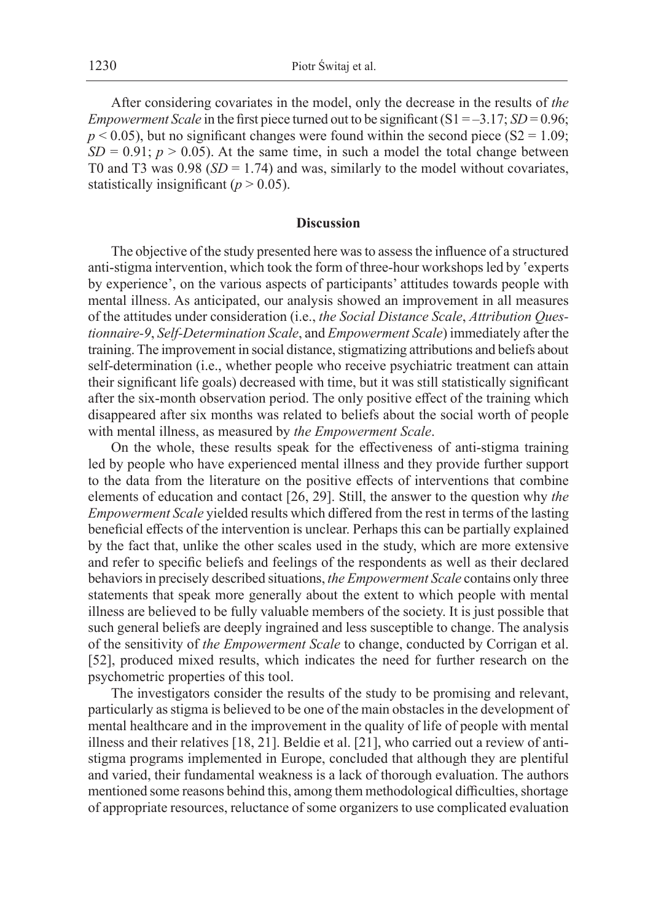After considering covariates in the model, only the decrease in the results of *the Empowerment Scale* in the first piece turned out to be significant (S1 = –3.17; $SD = 0.96$; $p < 0.05$), but no significant changes were found within the second piece (S2 = 1.09; $SD = 0.91$; $p > 0.05$). At the same time, in such a model the total change between T0 and T3 was 0.98 ($SD = 1.74$) and was, similarly to the model without covariates, statistically insignificant ($p > 0.05$).

## Discussion

The objective of the study presented here was to assess the influence of a structured anti-stigma intervention, which took the form of three-hour workshops led by ʽexperts by experience', on the various aspects of participants' attitudes towards people with mental illness. As anticipated, our analysis showed an improvement in all measures of the attitudes under consideration (i.e., *the Social Distance Scale*, *Attribution Questionnaire-9*, *Self-Determination Scale*, and *Empowerment Scale*) immediately after the training. The improvement in social distance, stigmatizing attributions and beliefs about self-determination (i.e., whether people who receive psychiatric treatment can attain their significant life goals) decreased with time, but it was still statistically significant after the six-month observation period. The only positive effect of the training which disappeared after six months was related to beliefs about the social worth of people with mental illness, as measured by *the Empowerment Scale*.

On the whole, these results speak for the effectiveness of anti-stigma training led by people who have experienced mental illness and they provide further support to the data from the literature on the positive effects of interventions that combine elements of education and contact [26, 29]. Still, the answer to the question why *the Empowerment Scale* yielded results which differed from the rest in terms of the lasting beneficial effects of the intervention is unclear. Perhaps this can be partially explained by the fact that, unlike the other scales used in the study, which are more extensive and refer to specific beliefs and feelings of the respondents as well as their declared behaviors in precisely described situations, *the Empowerment Scale* contains only three statements that speak more generally about the extent to which people with mental illness are believed to be fully valuable members of the society. It is just possible that such general beliefs are deeply ingrained and less susceptible to change. The analysis of the sensitivity of *the Empowerment Scale* to change, conducted by Corrigan et al. [52], produced mixed results, which indicates the need for further research on the psychometric properties of this tool.

The investigators consider the results of the study to be promising and relevant, particularly as stigma is believed to be one of the main obstacles in the development of mental healthcare and in the improvement in the quality of life of people with mental illness and their relatives [18, 21]. Beldie et al. [21], who carried out a review of anti-stigma programs implemented in Europe, concluded that although they are plentiful and varied, their fundamental weakness is a lack of thorough evaluation. The authors mentioned some reasons behind this, among them methodological difficulties, shortage of appropriate resources, reluctance of some organizers to use complicated evaluation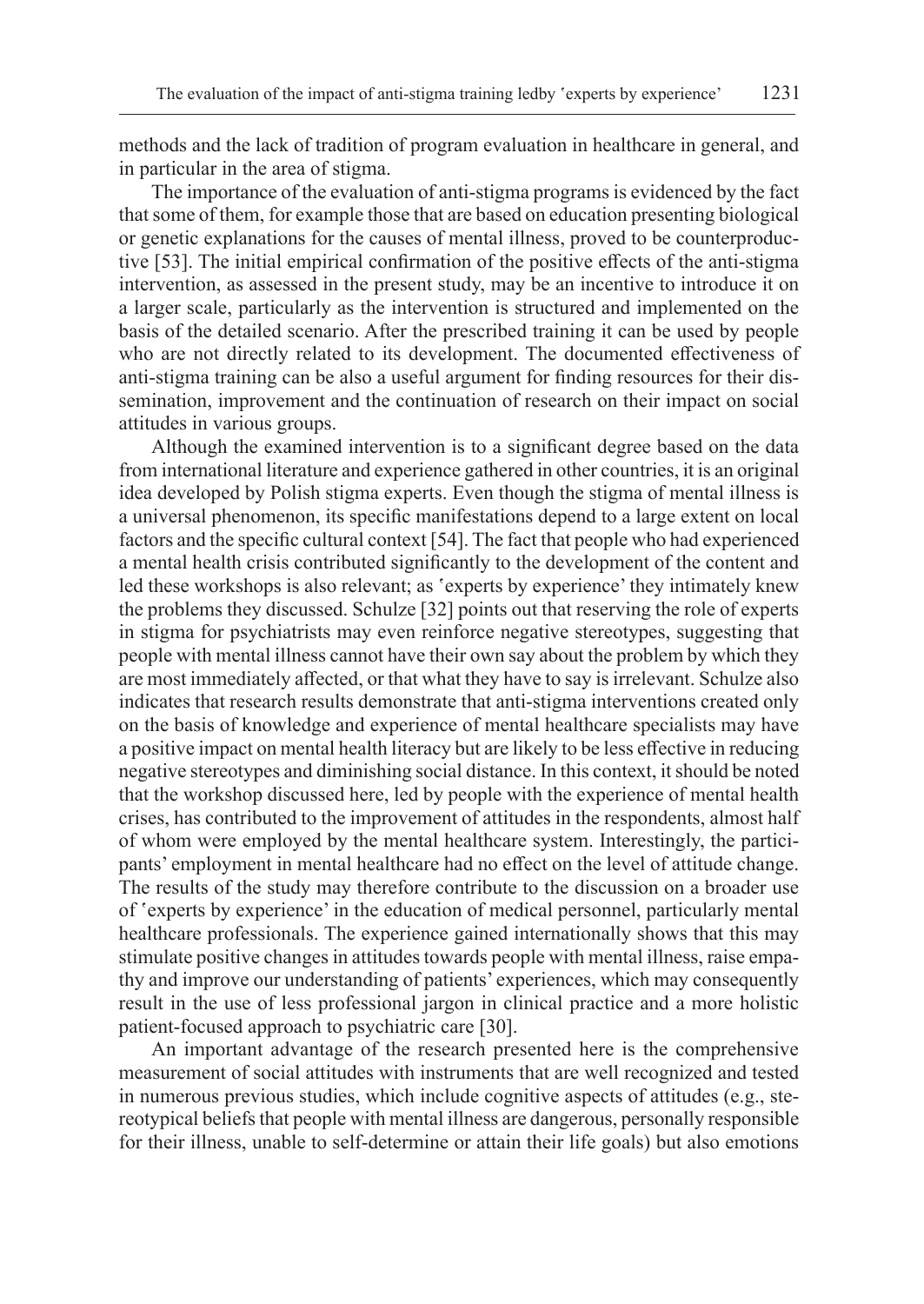methods and the lack of tradition of program evaluation in healthcare in general, and in particular in the area of stigma.

The importance of the evaluation of anti-stigma programs is evidenced by the fact that some of them, for example those that are based on education presenting biological or genetic explanations for the causes of mental illness, proved to be counterproductive [53]. The initial empirical confirmation of the positive effects of the anti-stigma intervention, as assessed in the present study, may be an incentive to introduce it on a larger scale, particularly as the intervention is structured and implemented on the basis of the detailed scenario. After the prescribed training it can be used by people who are not directly related to its development. The documented effectiveness of anti-stigma training can be also a useful argument for finding resources for their dissemination, improvement and the continuation of research on their impact on social attitudes in various groups.

Although the examined intervention is to a significant degree based on the data from international literature and experience gathered in other countries, it is an original idea developed by Polish stigma experts. Even though the stigma of mental illness is a universal phenomenon, its specific manifestations depend to a large extent on local factors and the specific cultural context [54]. The fact that people who had experienced a mental health crisis contributed significantly to the development of the content and led these workshops is also relevant; as ʽexperts by experience' they intimately knew the problems they discussed. Schulze [32] points out that reserving the role of experts in stigma for psychiatrists may even reinforce negative stereotypes, suggesting that people with mental illness cannot have their own say about the problem by which they are most immediately affected, or that what they have to say is irrelevant. Schulze also indicates that research results demonstrate that anti-stigma interventions created only on the basis of knowledge and experience of mental healthcare specialists may have a positive impact on mental health literacy but are likely to be less effective in reducing negative stereotypes and diminishing social distance. In this context, it should be noted that the workshop discussed here, led by people with the experience of mental health crises, has contributed to the improvement of attitudes in the respondents, almost half of whom were employed by the mental healthcare system. Interestingly, the participants' employment in mental healthcare had no effect on the level of attitude change. The results of the study may therefore contribute to the discussion on a broader use of ʽexperts by experience' in the education of medical personnel, particularly mental healthcare professionals. The experience gained internationally shows that this may stimulate positive changes in attitudes towards people with mental illness, raise empathy and improve our understanding of patients' experiences, which may consequently result in the use of less professional jargon in clinical practice and a more holistic patient-focused approach to psychiatric care [30].

An important advantage of the research presented here is the comprehensive measurement of social attitudes with instruments that are well recognized and tested in numerous previous studies, which include cognitive aspects of attitudes (e.g., stereotypical beliefs that people with mental illness are dangerous, personally responsible for their illness, unable to self-determine or attain their life goals) but also emotions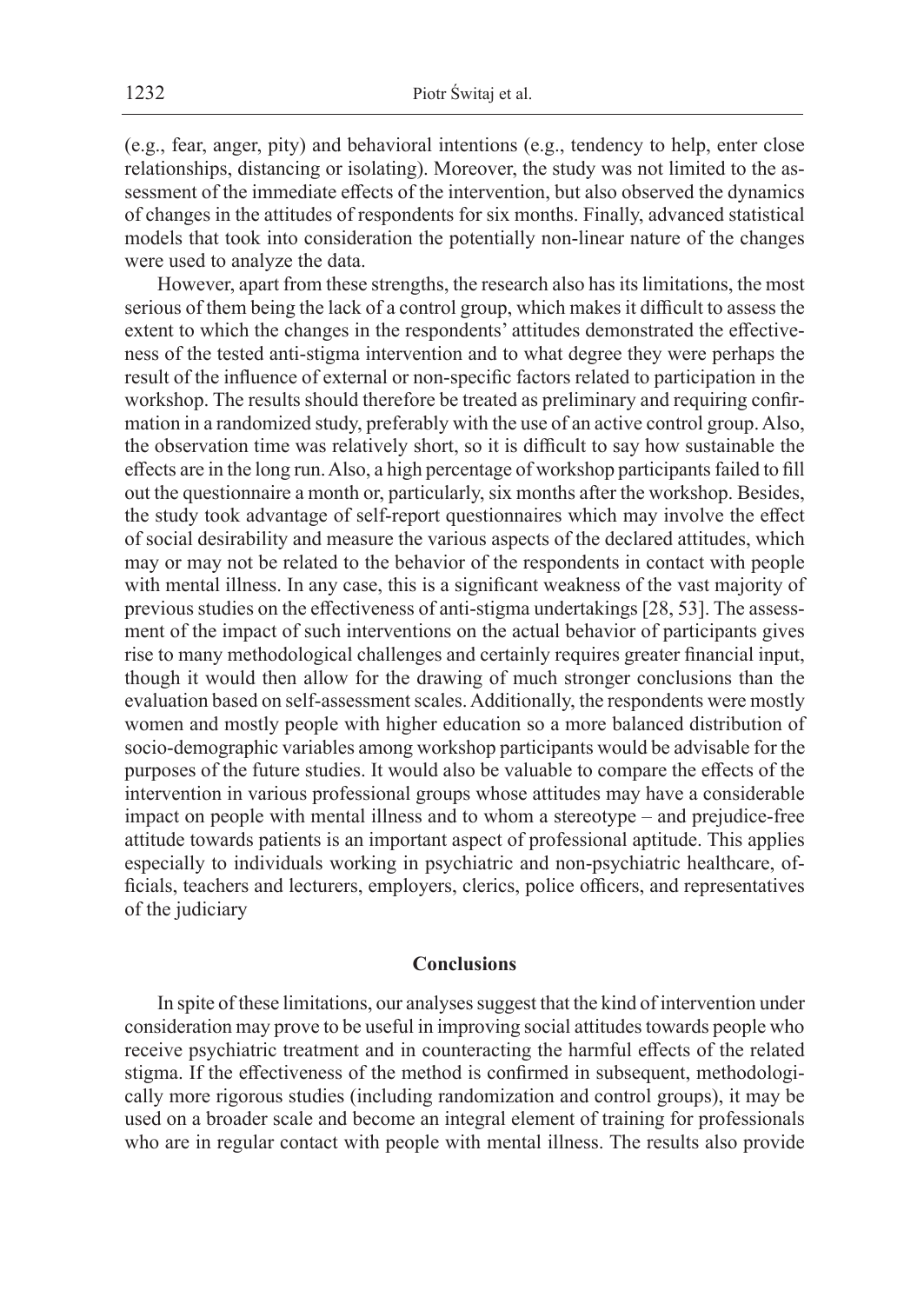(e.g., fear, anger, pity) and behavioral intentions (e.g., tendency to help, enter close relationships, distancing or isolating). Moreover, the study was not limited to the assessment of the immediate effects of the intervention, but also observed the dynamics of changes in the attitudes of respondents for six months. Finally, advanced statistical models that took into consideration the potentially non-linear nature of the changes were used to analyze the data.

However, apart from these strengths, the research also has its limitations, the most serious of them being the lack of a control group, which makes it difficult to assess the extent to which the changes in the respondents' attitudes demonstrated the effectiveness of the tested anti-stigma intervention and to what degree they were perhaps the result of the influence of external or non-specific factors related to participation in the workshop. The results should therefore be treated as preliminary and requiring confirmation in a randomized study, preferably with the use of an active control group. Also, the observation time was relatively short, so it is difficult to say how sustainable the effects are in the long run. Also, a high percentage of workshop participants failed to fill out the questionnaire a month or, particularly, six months after the workshop. Besides, the study took advantage of self-report questionnaires which may involve the effect of social desirability and measure the various aspects of the declared attitudes, which may or may not be related to the behavior of the respondents in contact with people with mental illness. In any case, this is a significant weakness of the vast majority of previous studies on the effectiveness of anti-stigma undertakings [28, 53]. The assessment of the impact of such interventions on the actual behavior of participants gives rise to many methodological challenges and certainly requires greater financial input, though it would then allow for the drawing of much stronger conclusions than the evaluation based on self-assessment scales. Additionally, the respondents were mostly women and mostly people with higher education so a more balanced distribution of socio-demographic variables among workshop participants would be advisable for the purposes of the future studies. It would also be valuable to compare the effects of the intervention in various professional groups whose attitudes may have a considerable impact on people with mental illness and to whom a stereotype – and prejudice-free attitude towards patients is an important aspect of professional aptitude. This applies especially to individuals working in psychiatric and non-psychiatric healthcare, officials, teachers and lecturers, employers, clerics, police officers, and representatives of the judiciary

## Conclusions

In spite of these limitations, our analyses suggest that the kind of intervention under consideration may prove to be useful in improving social attitudes towards people who receive psychiatric treatment and in counteracting the harmful effects of the related stigma. If the effectiveness of the method is confirmed in subsequent, methodologically more rigorous studies (including randomization and control groups), it may be used on a broader scale and become an integral element of training for professionals who are in regular contact with people with mental illness. The results also provide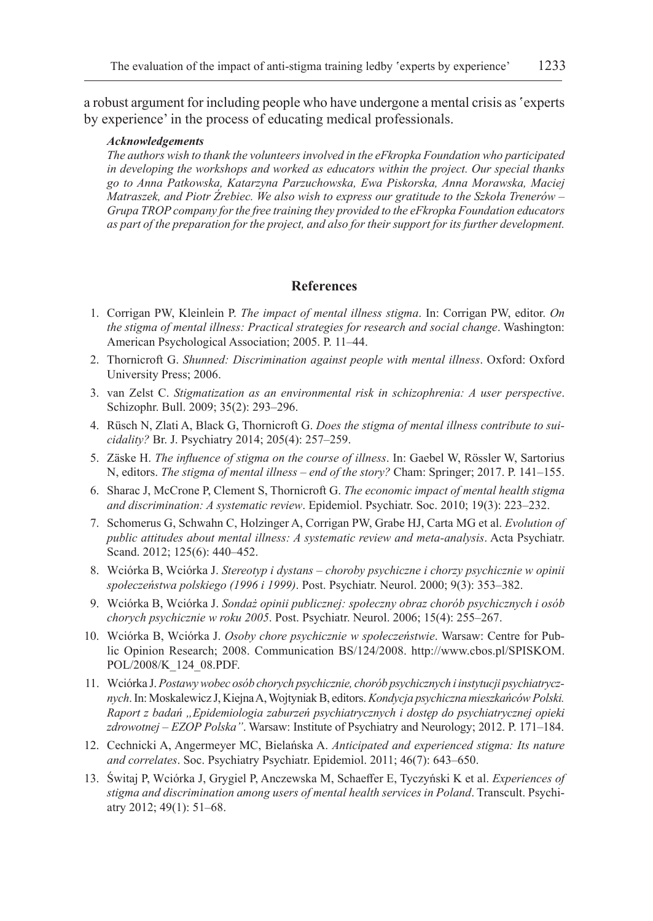a robust argument for including people who have undergone a mental crisis as 'experts by experience' in the process of educating medical professionals.

***Acknowledgements***

*The authors wish to thank the volunteers involved in the eFkropka Foundation who participated in developing the workshops and worked as educators within the project. Our special thanks go to Anna Patkowska, Katarzyna Parzuchowska, Ewa Piskorska, Anna Morawska, Maciej Matraszek, and Piotr Źrebiec. We also wish to express our gratitude to the Szkoła Trenerów – Grupa TROP company for the free training they provided to the eFkropka Foundation educators as part of the preparation for the project, and also for their support for its further development.*

## References

1. Corrigan PW, Kleinlein P. *The impact of mental illness stigma*. In: Corrigan PW, editor. *On the stigma of mental illness: Practical strategies for research and social change*. Washington: American Psychological Association; 2005. P. 11–44.
2. Thornicroft G. *Shunned: Discrimination against people with mental illness*. Oxford: Oxford University Press; 2006.
3. van Zelst C. *Stigmatization as an environmental risk in schizophrenia: A user perspective*. Schizophr. Bull. 2009; 35(2): 293–296.
4. Rüsch N, Zlati A, Black G, Thornicroft G. *Does the stigma of mental illness contribute to suicidality?* Br. J. Psychiatry 2014; 205(4): 257–259.
5. Zäske H. *The influence of stigma on the course of illness*. In: Gaebel W, Rössler W, Sartorius N, editors. *The stigma of mental illness – end of the story?* Cham: Springer; 2017. P. 141–155.
6. Sharac J, McCrone P, Clement S, Thornicroft G. *The economic impact of mental health stigma and discrimination: A systematic review*. Epidemiol. Psychiatr. Soc. 2010; 19(3): 223–232.
7. Schomerus G, Schwahn C, Holzinger A, Corrigan PW, Grabe HJ, Carta MG et al. *Evolution of public attitudes about mental illness: A systematic review and meta-analysis*. Acta Psychiatr. Scand. 2012; 125(6): 440–452.
8. Wciórka B, Wciórka J. *Stereotyp i dystans – choroby psychiczne i chorzy psychicznie w opinii społeczeństwa polskiego (1996 i 1999)*. Post. Psychiatr. Neurol. 2000; 9(3): 353–382.
9. Wciórka B, Wciórka J. *Sondaż opinii publicznej: społeczny obraz chorób psychicznych i osób chorych psychicznie w roku 2005*. Post. Psychiatr. Neurol. 2006; 15(4): 255–267.
10. Wciórka B, Wciórka J. *Osoby chore psychicznie w społeczeństwie*. Warsaw: Centre for Public Opinion Research; 2008. Communication BS/124/2008. http://www.cbos.pl/SPISKOM.POL/2008/K_124_08.PDF.
11. Wciórka J. *Postawy wobec osób chorych psychicznie, chorób psychicznych i instytucji psychiatrycznych*. In: Moskalewicz J, Kiejna A, Wojtyniak B, editors. *Kondycja psychiczna mieszkańców Polski. Raport z badań „Epidemiologia zaburzeń psychiatrycznych i dostęp do psychiatrycznej opieki zdrowotnej – EZOP Polska"*. Warsaw: Institute of Psychiatry and Neurology; 2012. P. 171–184.
12. Cechnicki A, Angermeyer MC, Bielańska A. *Anticipated and experienced stigma: Its nature and correlates*. Soc. Psychiatry Psychiatr. Epidemiol. 2011; 46(7): 643–650.
13. Świtaj P, Wciórka J, Grygiel P, Anczewska M, Schaeffer E, Tyczyński K et al. *Experiences of stigma and discrimination among users of mental health services in Poland*. Transcult. Psychiatry 2012; 49(1): 51–68.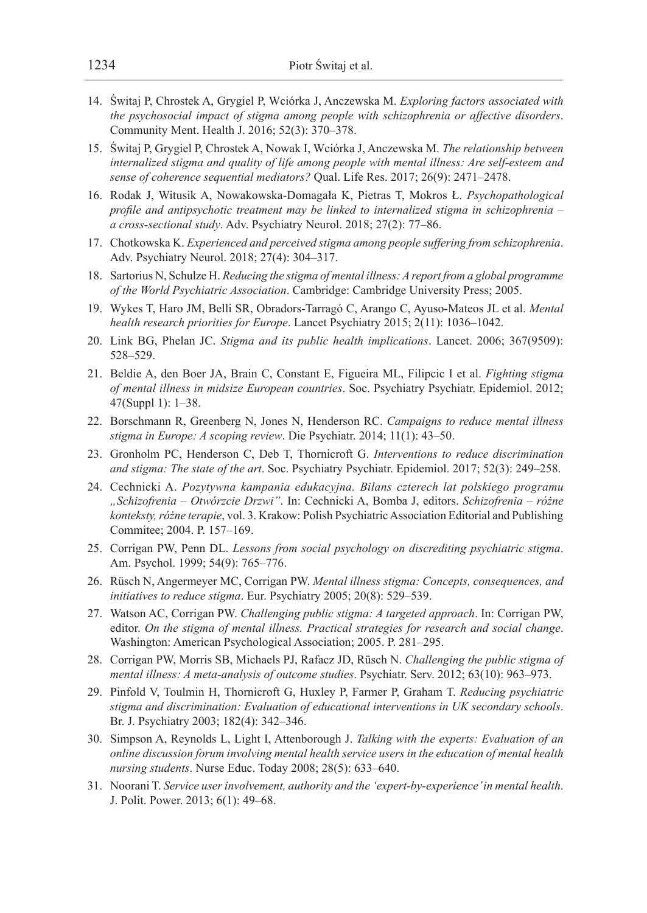14. Świtaj P, Chrostek A, Grygiel P, Wciórka J, Anczewska M. *Exploring factors associated with the psychosocial impact of stigma among people with schizophrenia or affective disorders*. Community Ment. Health J. 2016; 52(3): 370–378.
15. Świtaj P, Grygiel P, Chrostek A, Nowak I, Wciórka J, Anczewska M. *The relationship between internalized stigma and quality of life among people with mental illness: Are self-esteem and sense of coherence sequential mediators?* Qual. Life Res. 2017; 26(9): 2471–2478.
16. Rodak J, Witusik A, Nowakowska-Domagała K, Pietras T, Mokros Ł. *Psychopathological profile and antipsychotic treatment may be linked to internalized stigma in schizophrenia – a cross-sectional study*. Adv. Psychiatry Neurol. 2018; 27(2): 77–86.
17. Chotkowska K. *Experienced and perceived stigma among people suffering from schizophrenia*. Adv. Psychiatry Neurol. 2018; 27(4): 304–317.
18. Sartorius N, Schulze H. *Reducing the stigma of mental illness: A report from a global programme of the World Psychiatric Association*. Cambridge: Cambridge University Press; 2005.
19. Wykes T, Haro JM, Belli SR, Obradors-Tarragó C, Arango C, Ayuso-Mateos JL et al. *Mental health research priorities for Europe*. Lancet Psychiatry 2015; 2(11): 1036–1042.
20. Link BG, Phelan JC. *Stigma and its public health implications*. Lancet. 2006; 367(9509): 528–529.
21. Beldie A, den Boer JA, Brain C, Constant E, Figueira ML, Filipcic I et al. *Fighting stigma of mental illness in midsize European countries*. Soc. Psychiatry Psychiatr. Epidemiol. 2012; 47(Suppl 1): 1–38.
22. Borschmann R, Greenberg N, Jones N, Henderson RC. *Campaigns to reduce mental illness stigma in Europe: A scoping review*. Die Psychiatr. 2014; 11(1): 43–50.
23. Gronholm PC, Henderson C, Deb T, Thornicroft G. *Interventions to reduce discrimination and stigma: The state of the art*. Soc. Psychiatry Psychiatr. Epidemiol. 2017; 52(3): 249–258.
24. Cechnicki A. *Pozytywna kampania edukacyjna. Bilans czterech lat polskiego programu „Schizofrenia – Otwórzcie Drzwi"*. In: Cechnicki A, Bomba J, editors. *Schizofrenia – różne konteksty, różne terapie*, vol. 3. Krakow: Polish Psychiatric Association Editorial and Publishing Commitee; 2004. P. 157–169.
25. Corrigan PW, Penn DL. *Lessons from social psychology on discrediting psychiatric stigma*. Am. Psychol. 1999; 54(9): 765–776.
26. Rüsch N, Angermeyer MC, Corrigan PW. *Mental illness stigma: Concepts, consequences, and initiatives to reduce stigma*. Eur. Psychiatry 2005; 20(8): 529–539.
27. Watson AC, Corrigan PW. *Challenging public stigma: A targeted approach*. In: Corrigan PW, editor. *On the stigma of mental illness. Practical strategies for research and social change*. Washington: American Psychological Association; 2005. P. 281–295.
28. Corrigan PW, Morris SB, Michaels PJ, Rafacz JD, Rüsch N. *Challenging the public stigma of mental illness: A meta-analysis of outcome studies*. Psychiatr. Serv. 2012; 63(10): 963–973.
29. Pinfold V, Toulmin H, Thornicroft G, Huxley P, Farmer P, Graham T. *Reducing psychiatric stigma and discrimination: Evaluation of educational interventions in UK secondary schools*. Br. J. Psychiatry 2003; 182(4): 342–346.
30. Simpson A, Reynolds L, Light I, Attenborough J. *Talking with the experts: Evaluation of an online discussion forum involving mental health service users in the education of mental health nursing students*. Nurse Educ. Today 2008; 28(5): 633–640.
31. Noorani T. *Service user involvement, authority and the 'expert-by-experience' in mental health*. J. Polit. Power. 2013; 6(1): 49–68.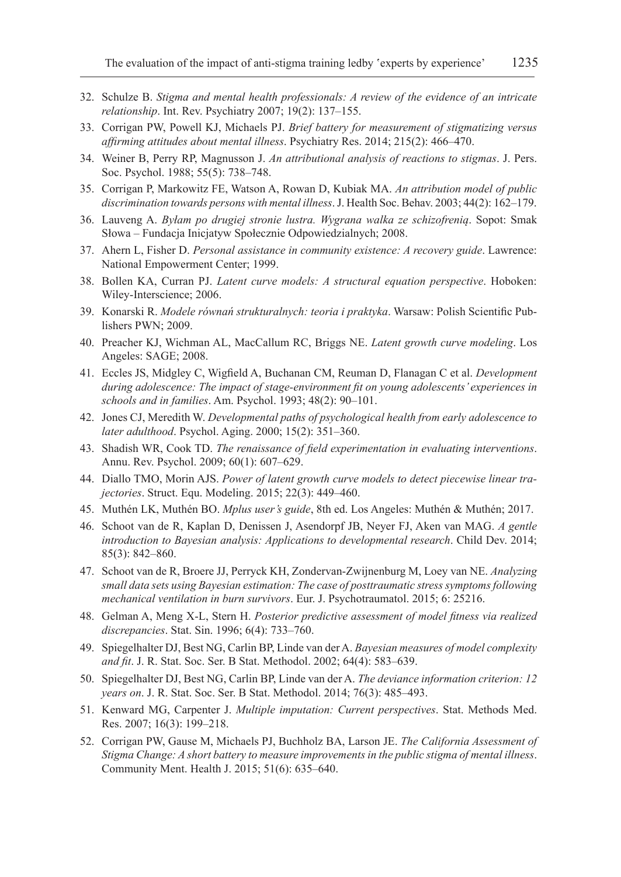32. Schulze B. *Stigma and mental health professionals: A review of the evidence of an intricate relationship*. Int. Rev. Psychiatry 2007; 19(2): 137–155.
33. Corrigan PW, Powell KJ, Michaels PJ. *Brief battery for measurement of stigmatizing versus affirming attitudes about mental illness*. Psychiatry Res. 2014; 215(2): 466–470.
34. Weiner B, Perry RP, Magnusson J. *An attributional analysis of reactions to stigmas*. J. Pers. Soc. Psychol. 1988; 55(5): 738–748.
35. Corrigan P, Markowitz FE, Watson A, Rowan D, Kubiak MA. *An attribution model of public discrimination towards persons with mental illness*. J. Health Soc. Behav. 2003; 44(2): 162–179.
36. Lauveng A. *Byłam po drugiej stronie lustra. Wygrana walka ze schizofrenią*. Sopot: Smak Słowa – Fundacja Inicjatyw Społecznie Odpowiedzialnych; 2008.
37. Ahern L, Fisher D. *Personal assistance in community existence: A recovery guide*. Lawrence: National Empowerment Center; 1999.
38. Bollen KA, Curran PJ. *Latent curve models: A structural equation perspective*. Hoboken: Wiley-Interscience; 2006.
39. Konarski R. *Modele równań strukturalnych: teoria i praktyka*. Warsaw: Polish Scientific Publishers PWN; 2009.
40. Preacher KJ, Wichman AL, MacCallum RC, Briggs NE. *Latent growth curve modeling*. Los Angeles: SAGE; 2008.
41. Eccles JS, Midgley C, Wigfield A, Buchanan CM, Reuman D, Flanagan C et al. *Development during adolescence: The impact of stage-environment fit on young adolescents' experiences in schools and in families*. Am. Psychol. 1993; 48(2): 90–101.
42. Jones CJ, Meredith W. *Developmental paths of psychological health from early adolescence to later adulthood*. Psychol. Aging. 2000; 15(2): 351–360.
43. Shadish WR, Cook TD. *The renaissance of field experimentation in evaluating interventions*. Annu. Rev. Psychol. 2009; 60(1): 607–629.
44. Diallo TMO, Morin AJS. *Power of latent growth curve models to detect piecewise linear trajectories*. Struct. Equ. Modeling. 2015; 22(3): 449–460.
45. Muthén LK, Muthén BO. *Mplus user's guide*, 8th ed. Los Angeles: Muthén & Muthén; 2017.
46. Schoot van de R, Kaplan D, Denissen J, Asendorpf JB, Neyer FJ, Aken van MAG. *A gentle introduction to Bayesian analysis: Applications to developmental research*. Child Dev. 2014; 85(3): 842–860.
47. Schoot van de R, Broere JJ, Perryck KH, Zondervan-Zwijnenburg M, Loey van NE. *Analyzing small data sets using Bayesian estimation: The case of posttraumatic stress symptoms following mechanical ventilation in burn survivors*. Eur. J. Psychotraumatol. 2015; 6: 25216.
48. Gelman A, Meng X-L, Stern H. *Posterior predictive assessment of model fitness via realized discrepancies*. Stat. Sin. 1996; 6(4): 733–760.
49. Spiegelhalter DJ, Best NG, Carlin BP, Linde van der A. *Bayesian measures of model complexity and fit*. J. R. Stat. Soc. Ser. B Stat. Methodol. 2002; 64(4): 583–639.
50. Spiegelhalter DJ, Best NG, Carlin BP, Linde van der A. *The deviance information criterion: 12 years on*. J. R. Stat. Soc. Ser. B Stat. Methodol. 2014; 76(3): 485–493.
51. Kenward MG, Carpenter J. *Multiple imputation: Current perspectives*. Stat. Methods Med. Res. 2007; 16(3): 199–218.
52. Corrigan PW, Gause M, Michaels PJ, Buchholz BA, Larson JE. *The California Assessment of Stigma Change: A short battery to measure improvements in the public stigma of mental illness*. Community Ment. Health J. 2015; 51(6): 635–640.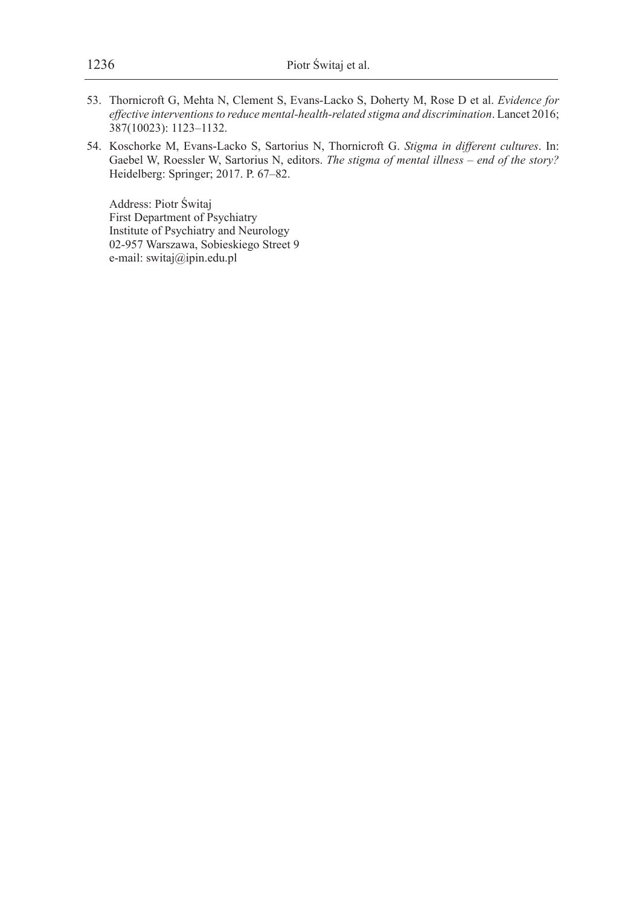53. Thornicroft G, Mehta N, Clement S, Evans-Lacko S, Doherty M, Rose D et al. *Evidence for effective interventions to reduce mental-health-related stigma and discrimination*. Lancet 2016; 387(10023): 1123–1132.

54. Koschorke M, Evans-Lacko S, Sartorius N, Thornicroft G. *Stigma in different cultures*. In: Gaebel W, Roessler W, Sartorius N, editors. *The stigma of mental illness – end of the story?* Heidelberg: Springer; 2017. P. 67–82.

Address: Piotr Świtaj
First Department of Psychiatry
Institute of Psychiatry and Neurology
02-957 Warszawa, Sobieskiego Street 9
e-mail: switaj@ipin.edu.pl